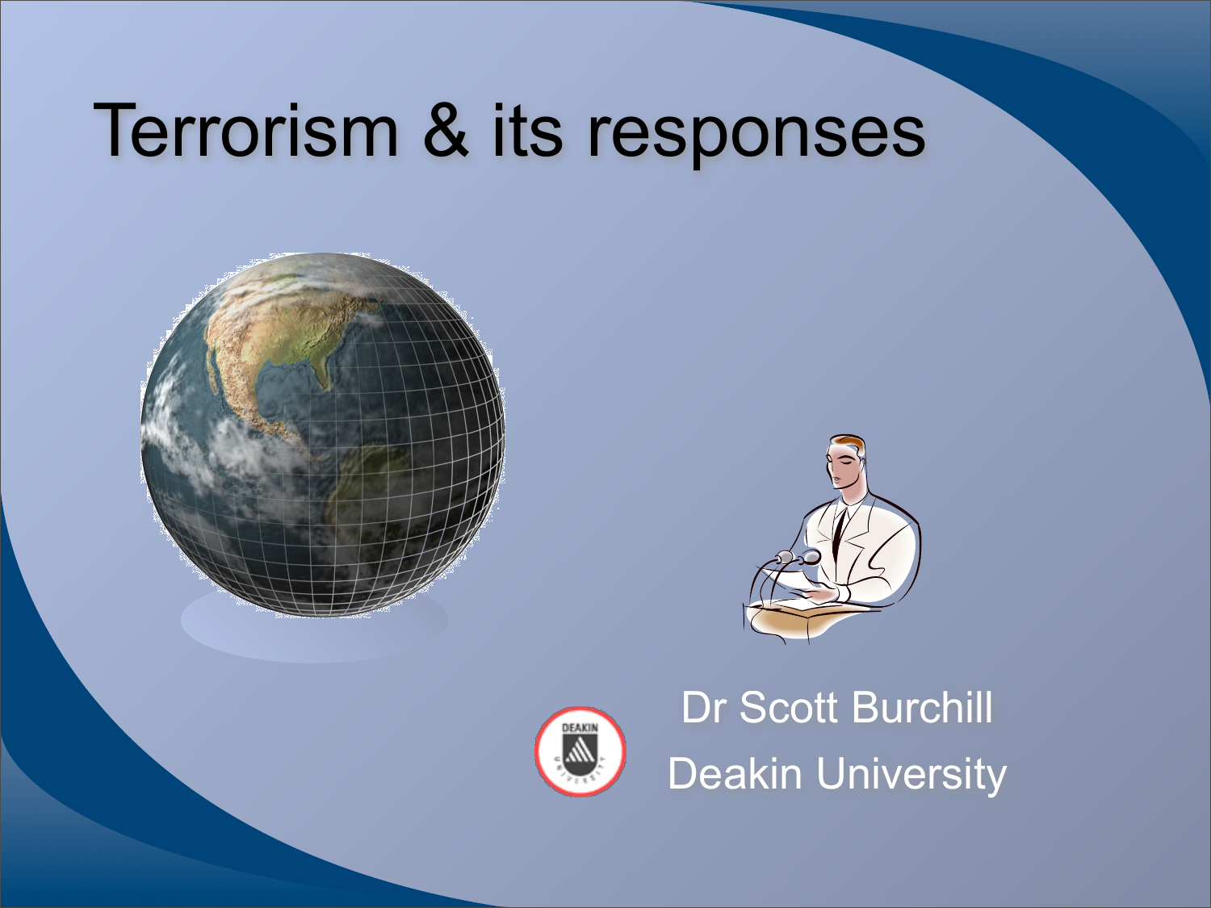# Terrorism & its responses

Dr Scott Burchill

Deakin University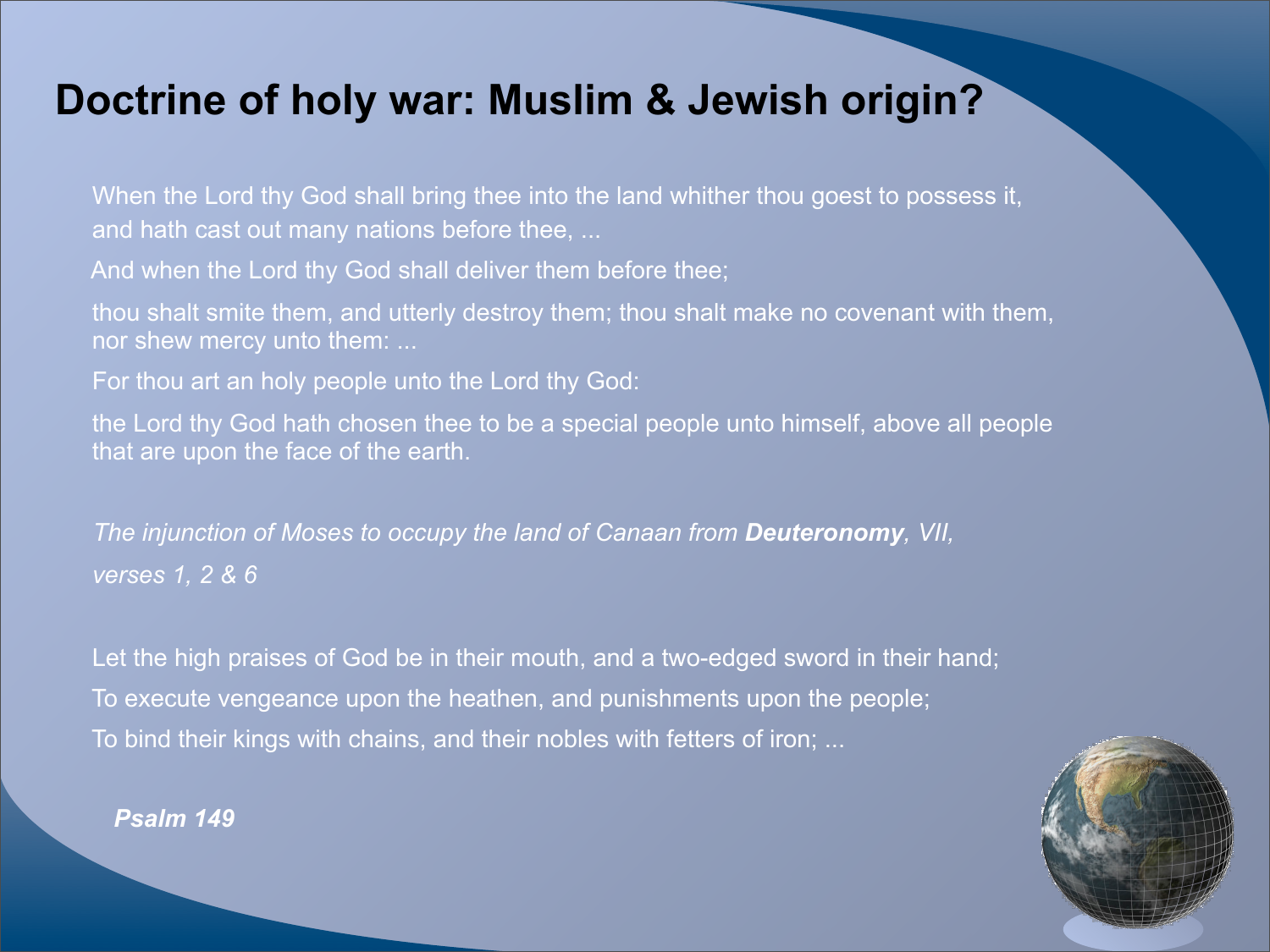# Doctrine of holy war: Muslim & Jewish origin?

When the Lord thy God shall bring thee into the land whither thou goest to possess it, and hath cast out many nations before thee, ...

And when the Lord thy God shall deliver them before thee;

thou shalt smite them, and utterly destroy them; thou shalt make no covenant with them, nor shew mercy unto them: ...

For thou art an holy people unto the Lord thy God:

the Lord thy God hath chosen thee to be a special people unto himself, above all people that are upon the face of the earth.

*The injunction of Moses to occupy the land of Canaan from* ***Deuteronomy****, VII, verses 1, 2 & 6*

Let the high praises of God be in their mouth, and a two-edged sword in their hand;

To execute vengeance upon the heathen, and punishments upon the people;

To bind their kings with chains, and their nobles with fetters of iron; ...

***Psalm 149***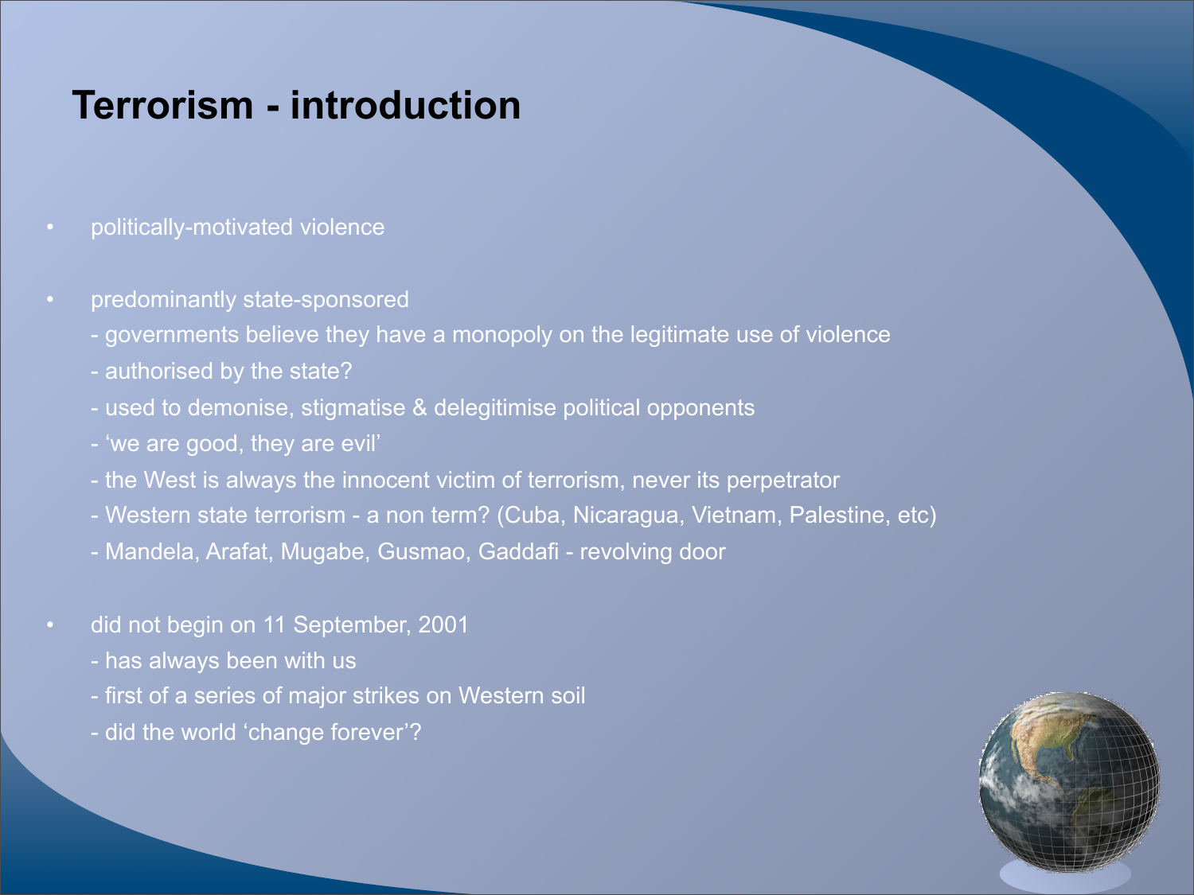# Terrorism - introduction

- politically-motivated violence

- predominantly state-sponsored
  - governments believe they have a monopoly on the legitimate use of violence
  - authorised by the state?
  - used to demonise, stigmatise & delegitimise political opponents
  - ‘we are good, they are evil’
  - the West is always the innocent victim of terrorism, never its perpetrator
  - Western state terrorism - a non term? (Cuba, Nicaragua, Vietnam, Palestine, etc)
  - Mandela, Arafat, Mugabe, Gusmao, Gaddafi - revolving door

- did not begin on 11 September, 2001
  - has always been with us
  - first of a series of major strikes on Western soil
  - did the world ‘change forever’?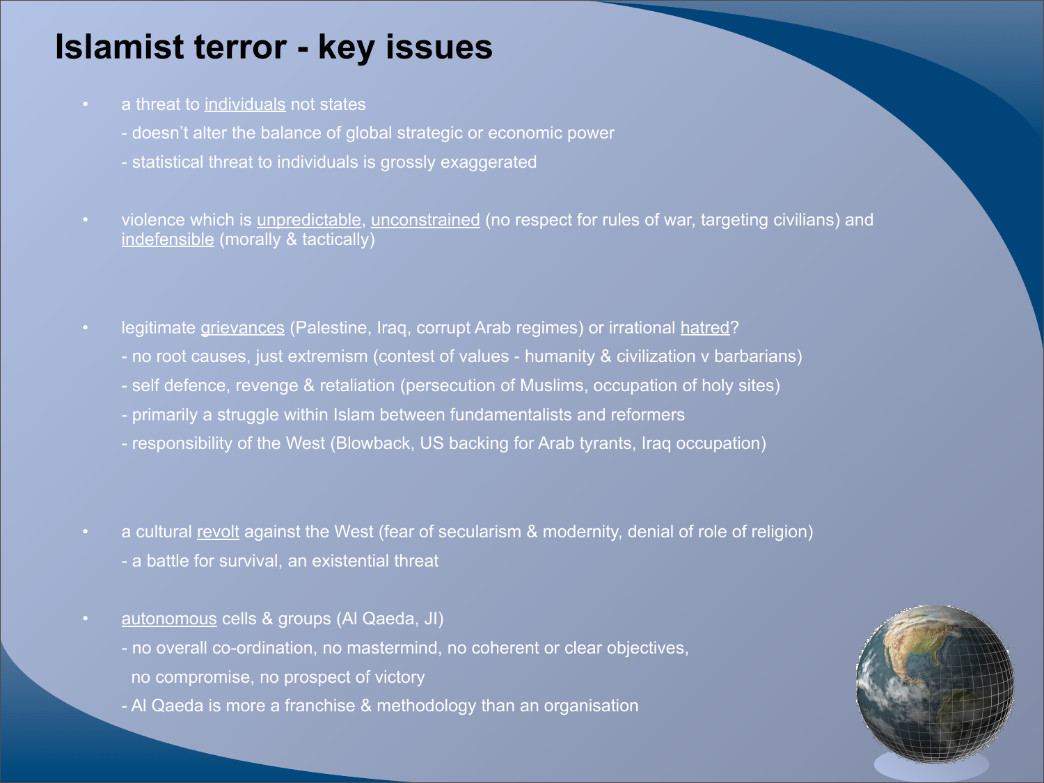# Islamist terror - key issues

- a threat to <u>individuals</u> not states
  - doesn't alter the balance of global strategic or economic power
  - statistical threat to individuals is grossly exaggerated

- violence which is <u>unpredictable</u>, <u>unconstrained</u> (no respect for rules of war, targeting civilians) and <u>indefensible</u> (morally & tactically)

- legitimate <u>grievances</u> (Palestine, Iraq, corrupt Arab regimes) or irrational <u>hatred</u>?
  - no root causes, just extremism (contest of values - humanity & civilization v barbarians)
  - self defence, revenge & retaliation (persecution of Muslims, occupation of holy sites)
  - primarily a struggle within Islam between fundamentalists and reformers
  - responsibility of the West (Blowback, US backing for Arab tyrants, Iraq occupation)

- a cultural <u>revolt</u> against the West (fear of secularism & modernity, denial of role of religion)
  - a battle for survival, an existential threat

- <u>autonomous</u> cells & groups (Al Qaeda, JI)
  - no overall co-ordination, no mastermind, no coherent or clear objectives, no compromise, no prospect of victory
  - Al Qaeda is more a franchise & methodology than an organisation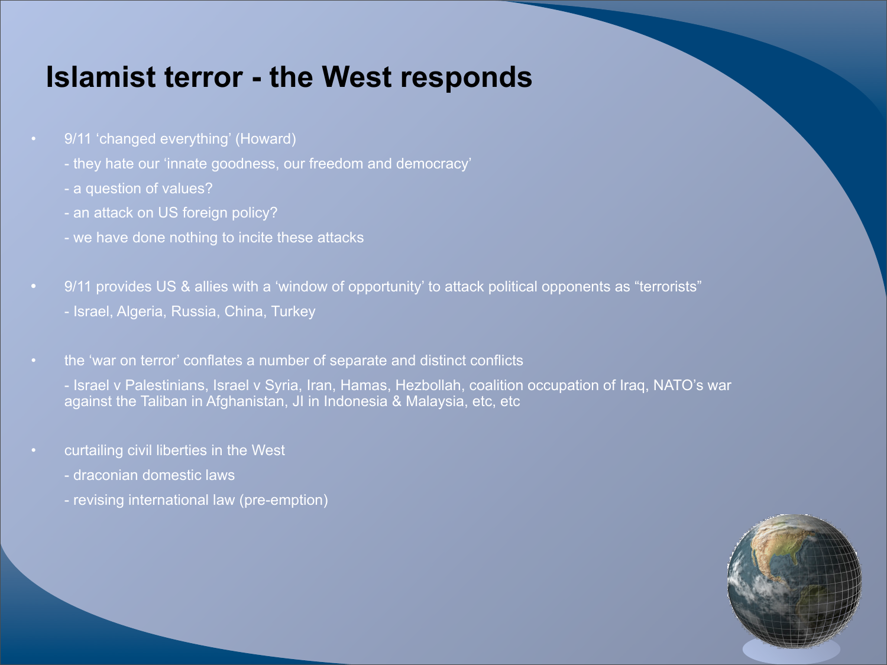# Islamist terror - the West responds

- 9/11 ‘changed everything’ (Howard)
  - they hate our ‘innate goodness, our freedom and democracy’
  - a question of values?
  - an attack on US foreign policy?
  - we have done nothing to incite these attacks

- 9/11 provides US & allies with a ‘window of opportunity’ to attack political opponents as “terrorists”
  - Israel, Algeria, Russia, China, Turkey

- the ‘war on terror’ conflates a number of separate and distinct conflicts
  - Israel v Palestinians, Israel v Syria, Iran, Hamas, Hezbollah, coalition occupation of Iraq, NATO’s war against the Taliban in Afghanistan, JI in Indonesia & Malaysia, etc, etc

- curtailing civil liberties in the West
  - draconian domestic laws
  - revising international law (pre-emption)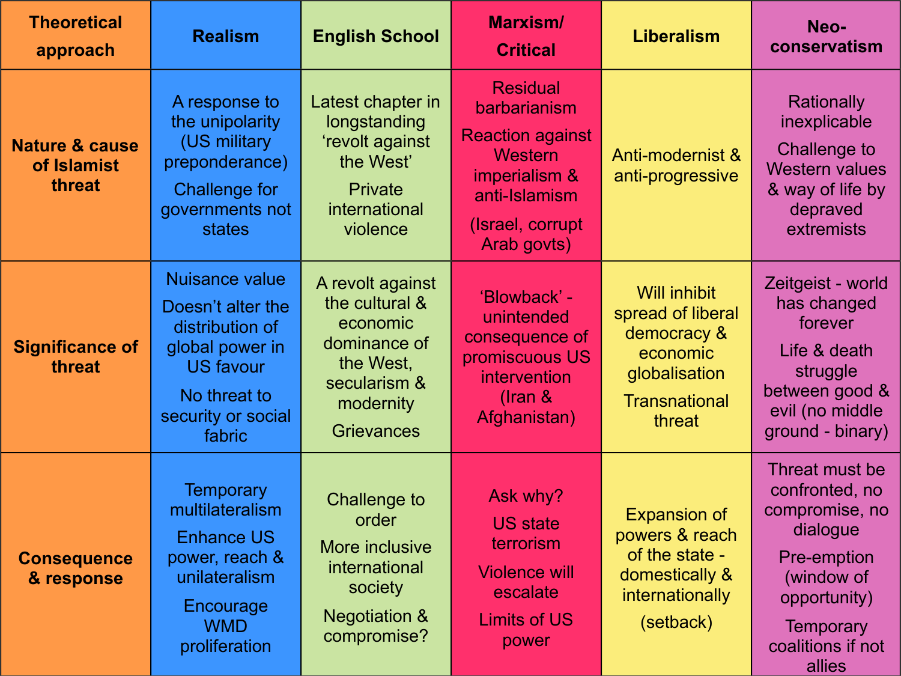| Theoretical approach | Realism | English School | Marxism/ Critical | Liberalism | Neo-conservatism |
|---|---|---|---|---|---|
| **Nature & cause of Islamist threat** | A response to the unipolarity (US military preponderance)<br>Challenge for governments not states | Latest chapter in longstanding 'revolt against the West'<br>Private international violence | Residual barbarianism<br>Reaction against Western imperialism & anti-Islamism<br>(Israel, corrupt Arab govts) | Anti-modernist & anti-progressive | Rationally inexplicable<br>Challenge to Western values & way of life by depraved extremists |
| **Significance of threat** | Nuisance value<br>Doesn't alter the distribution of global power in US favour<br>No threat to security or social fabric | A revolt against the cultural & economic dominance of the West, secularism & modernity<br>Grievances | 'Blowback' - unintended consequence of promiscuous US intervention (Iran & Afghanistan) | Will inhibit spread of liberal democracy & economic globalisation<br>Transnational threat | Zeitgeist - world has changed forever<br>Life & death struggle between good & evil (no middle ground - binary) |
| **Consequence & response** | Temporary multilateralism<br>Enhance US power, reach & unilateralism<br>Encourage WMD proliferation | Challenge to order<br>More inclusive international society<br>Negotiation & compromise? | Ask why?<br>US state terrorism<br>Violence will escalate<br>Limits of US power | Expansion of powers & reach of the state - domestically & internationally<br>(setback) | Threat must be confronted, no compromise, no dialogue<br>Pre-emption (window of opportunity)<br>Temporary coalitions if not allies |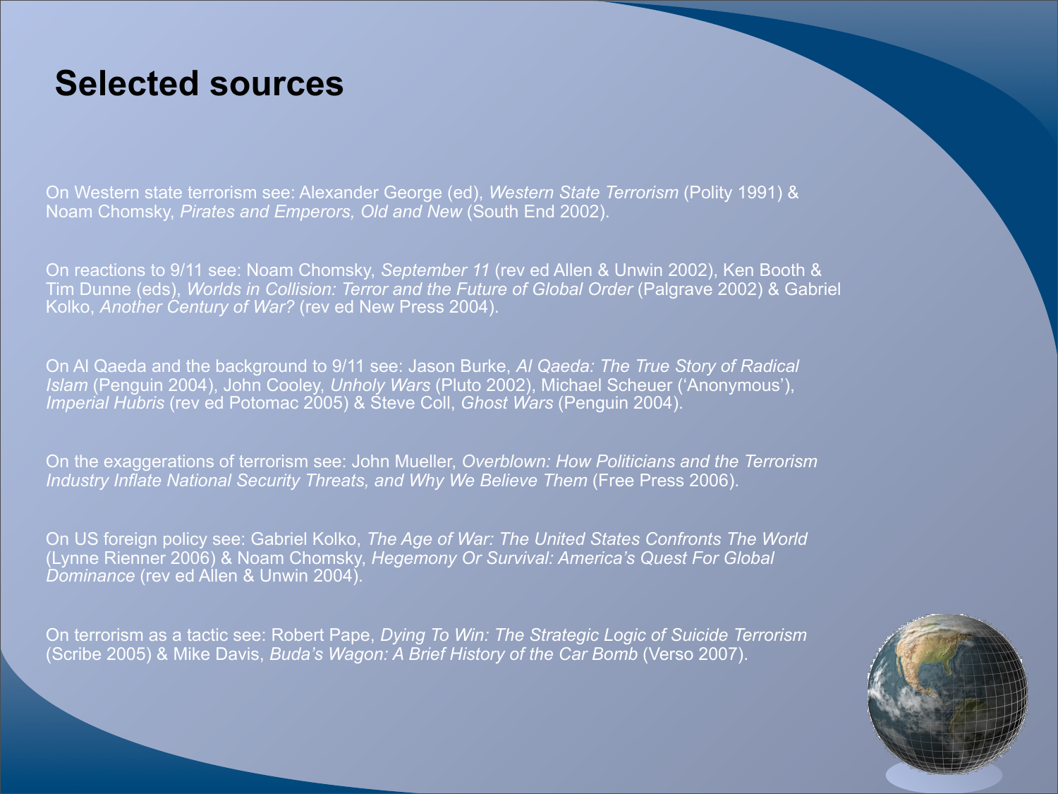# Selected sources

On Western state terrorism see: Alexander George (ed), *Western State Terrorism* (Polity 1991) & Noam Chomsky, *Pirates and Emperors, Old and New* (South End 2002).

On reactions to 9/11 see: Noam Chomsky, *September 11* (rev ed Allen & Unwin 2002), Ken Booth & Tim Dunne (eds), *Worlds in Collision: Terror and the Future of Global Order* (Palgrave 2002) & Gabriel Kolko, *Another Century of War?* (rev ed New Press 2004).

On Al Qaeda and the background to 9/11 see: Jason Burke, *Al Qaeda: The True Story of Radical Islam* (Penguin 2004), John Cooley, *Unholy Wars* (Pluto 2002), Michael Scheuer ('Anonymous'), *Imperial Hubris* (rev ed Potomac 2005) & Steve Coll, *Ghost Wars* (Penguin 2004).

On the exaggerations of terrorism see: John Mueller, *Overblown: How Politicians and the Terrorism Industry Inflate National Security Threats, and Why We Believe Them* (Free Press 2006).

On US foreign policy see: Gabriel Kolko, *The Age of War: The United States Confronts The World* (Lynne Rienner 2006) & Noam Chomsky, *Hegemony Or Survival: America's Quest For Global Dominance* (rev ed Allen & Unwin 2004).

On terrorism as a tactic see: Robert Pape, *Dying To Win: The Strategic Logic of Suicide Terrorism* (Scribe 2005) & Mike Davis, *Buda's Wagon: A Brief History of the Car Bomb* (Verso 2007).